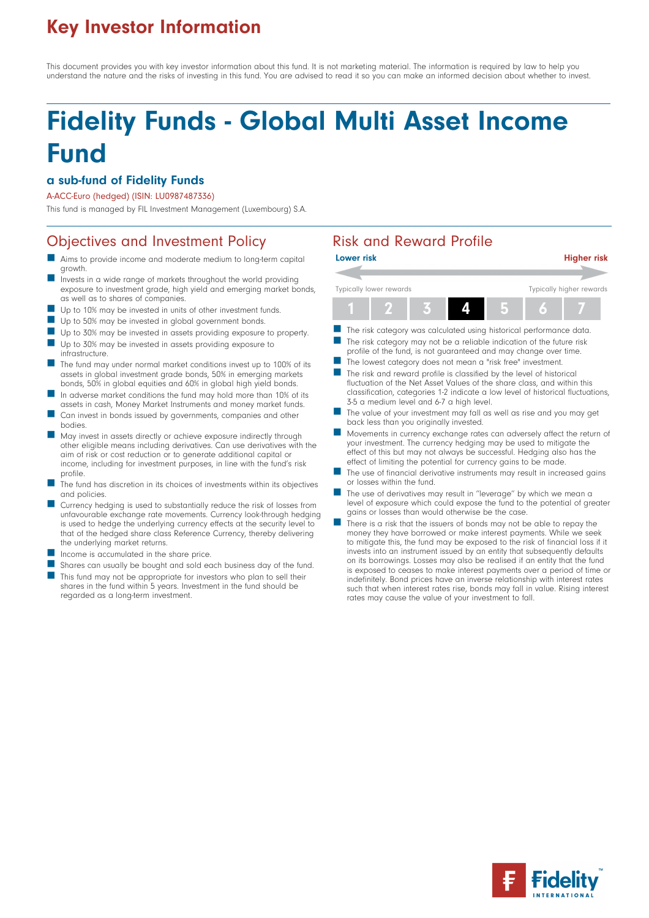# Key Investor Information

This document provides you with key investor information about this fund. It is not marketing material. The information is required by law to help you understand the nature and the risks of investing in this fund. You are advised to read it so you can make an informed decision about whether to invest.

# Fidelity Funds - Global Multi Asset Income Fund

### a sub-fund of Fidelity Funds

A-ACC-Euro (hedged) (ISIN: LU0987487336)

This fund is managed by FIL Investment Management (Luxembourg) S.A.

## Objectives and Investment Policy

- Aims to provide income and moderate medium to long-term capital growth.
- Invests in a wide range of markets throughout the world providing exposure to investment grade, high yield and emerging market bonds, as well as to shares of companies.
- Up to 10% may be invested in units of other investment funds.
- Up to 50% may be invested in global government bonds.
- Up to 30% may be invested in assets providing exposure to property.
- Up to 30% may be invested in assets providing exposure to infrastructure.
- The fund may under normal market conditions invest up to 100% of its assets in global investment grade bonds, 50% in emerging markets bonds, 50% in global equities and 60% in global high yield bonds.
- In adverse market conditions the fund may hold more than 10% of its assets in cash, Money Market Instruments and money market funds.
- Can invest in bonds issued by governments, companies and other bodies.
- May invest in assets directly or achieve exposure indirectly through other eligible means including derivatives. Can use derivatives with the aim of risk or cost reduction or to generate additional capital or income, including for investment purposes, in line with the fund's risk profile.
- The fund has discretion in its choices of investments within its objectives and policies.
- Currency hedging is used to substantially reduce the risk of losses from unfavourable exchange rate movements. Currency look-through hedging is used to hedge the underlying currency effects at the security level to that of the hedged share class Reference Currency, thereby delivering the underlying market returns.
- Income is accumulated in the share price.
- Shares can usually be bought and sold each business day of the fund.
- This fund may not be appropriate for investors who plan to sell their shares in the fund within 5 years. Investment in the fund should be regarded as a long-term investment.

## Risk and Reward Profile

**Lower risk** — **Higher risk**

Typically lower rewards — Typically higher rewards

| 1 | 2 | 3 | **4** | 5 | 6 | 7 |
|---|---|---|---|---|---|---|

- The risk category was calculated using historical performance data.
- The risk category may not be a reliable indication of the future risk profile of the fund, is not guaranteed and may change over time.
- The lowest category does not mean a "risk free" investment.
- The risk and reward profile is classified by the level of historical fluctuation of the Net Asset Values of the share class, and within this classification, categories 1-2 indicate a low level of historical fluctuations, 3-5 a medium level and 6-7 a high level.
- The value of your investment may fall as well as rise and you may get back less than you originally invested.
- Movements in currency exchange rates can adversely affect the return of your investment. The currency hedging may be used to mitigate the effect of this but may not always be successful. Hedging also has the effect of limiting the potential for currency gains to be made.
- The use of financial derivative instruments may result in increased gains or losses within the fund.
- The use of derivatives may result in "leverage" by which we mean a level of exposure which could expose the fund to the potential of greater gains or losses than would otherwise be the case.
- There is a risk that the issuers of bonds may not be able to repay the money they have borrowed or make interest payments. While we seek to mitigate this, the fund may be exposed to the risk of financial loss if it invests into an instrument issued by an entity that subsequently defaults on its borrowings. Losses may also be realised if an entity that the fund is exposed to ceases to make interest payments over a period of time or indefinitely. Bond prices have an inverse relationship with interest rates such that when interest rates rise, bonds may fall in value. Rising interest rates may cause the value of your investment to fall.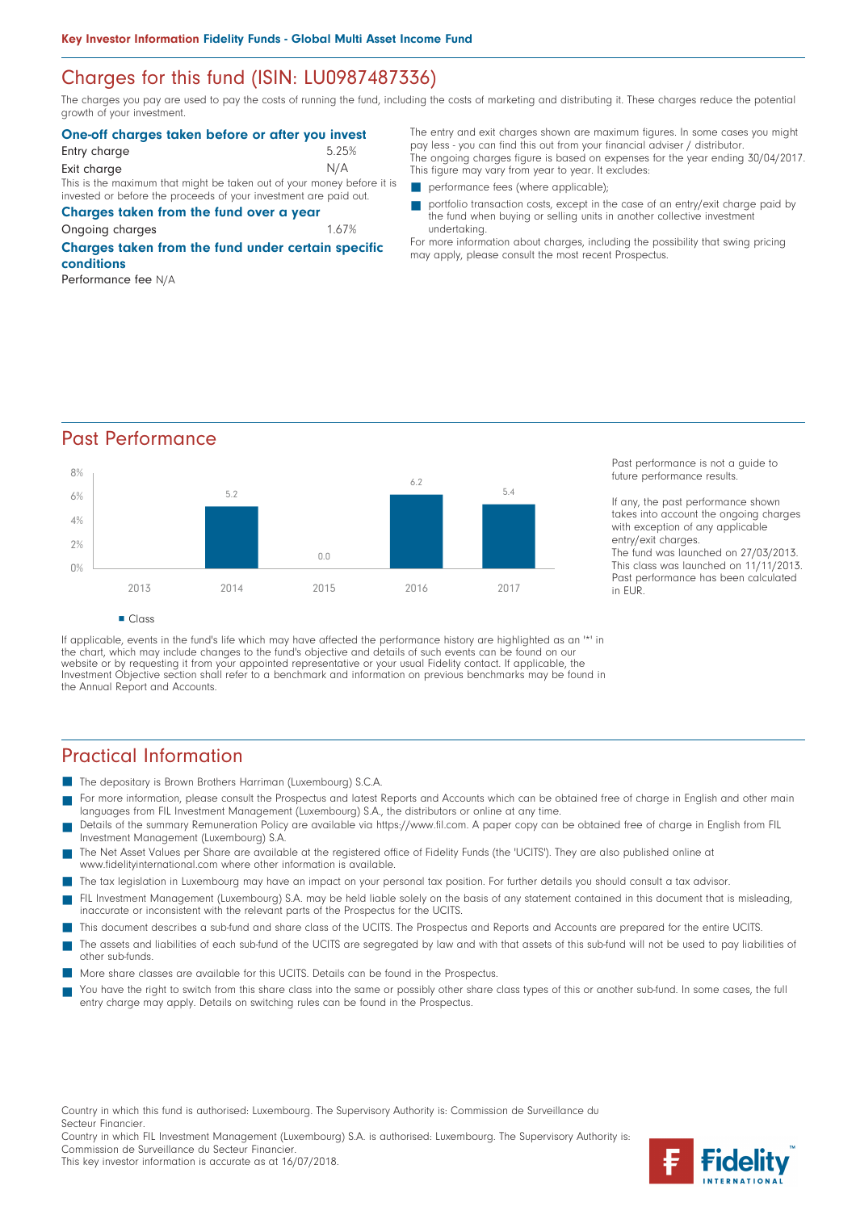## Charges for this fund (ISIN: LU0987487336)

The charges you pay are used to pay the costs of running the fund, including the costs of marketing and distributing it. These charges reduce the potential growth of your investment.

### One-off charges taken before or after you invest

| | |
|---|---|
| Entry charge | 5.25% |
| Exit charge | N/A |

This is the maximum that might be taken out of your money before it is invested or before the proceeds of your investment are paid out.

### Charges taken from the fund over a year

| | |
|---|---|
| Ongoing charges | 1.67% |

### Charges taken from the fund under specific conditions

Performance fee N/A

The entry and exit charges shown are maximum figures. In some cases you might pay less - you can find this out from your financial adviser / distributor.
The ongoing charges figure is based on expenses for the year ending 30/04/2017. This figure may vary from year to year. It excludes:

- performance fees (where applicable);
- portfolio transaction costs, except in the case of an entry/exit charge paid by the fund when buying or selling units in another collective investment undertaking.

For more information about charges, including the possibility that swing pricing may apply, please consult the most recent Prospectus.

## Past Performance

8%
6%
4%
2%
0%

5.2
0.0
6.2
5.4

2013
2014
2015
2016
2017

Class

Past performance is not a guide to future performance results.

If any, the past performance shown takes into account the ongoing charges with exception of any applicable entry/exit charges.
The fund was launched on 27/03/2013.
This class was launched on 11/11/2013.
Past performance has been calculated in EUR.

If applicable, events in the fund's life which may have affected the performance history are highlighted as an '*' in the chart, which may include changes to the fund's objective and details of such events can be found on our website or by requesting it from your appointed representative or your usual Fidelity contact. If applicable, the Investment Objective section shall refer to a benchmark and information on previous benchmarks may be found in the Annual Report and Accounts.

## Practical Information

- The depositary is Brown Brothers Harriman (Luxembourg) S.C.A.
- For more information, please consult the Prospectus and latest Reports and Accounts which can be obtained free of charge in English and other main languages from FIL Investment Management (Luxembourg) S.A., the distributors or online at any time.
- Details of the summary Remuneration Policy are available via https://www.fil.com. A paper copy can be obtained free of charge in English from FIL Investment Management (Luxembourg) S.A.
- The Net Asset Values per Share are available at the registered office of Fidelity Funds (the 'UCITS'). They are also published online at www.fidelityinternational.com where other information is available.
- The tax legislation in Luxembourg may have an impact on your personal tax position. For further details you should consult a tax advisor.
- FIL Investment Management (Luxembourg) S.A. may be held liable solely on the basis of any statement contained in this document that is misleading, inaccurate or inconsistent with the relevant parts of the Prospectus for the UCITS.
- This document describes a sub-fund and share class of the UCITS. The Prospectus and Reports and Accounts are prepared for the entire UCITS.
- The assets and liabilities of each sub-fund of the UCITS are segregated by law and with that assets of this sub-fund will not be used to pay liabilities of other sub-funds.
- More share classes are available for this UCITS. Details can be found in the Prospectus.
- You have the right to switch from this share class into the same or possibly other share class types of this or another sub-fund. In some cases, the full entry charge may apply. Details on switching rules can be found in the Prospectus.

Country in which this fund is authorised: Luxembourg. The Supervisory Authority is: Commission de Surveillance du Secteur Financier.
Country in which FIL Investment Management (Luxembourg) S.A. is authorised: Luxembourg. The Supervisory Authority is: Commission de Surveillance du Secteur Financier.
This key investor information is accurate as at 16/07/2018.